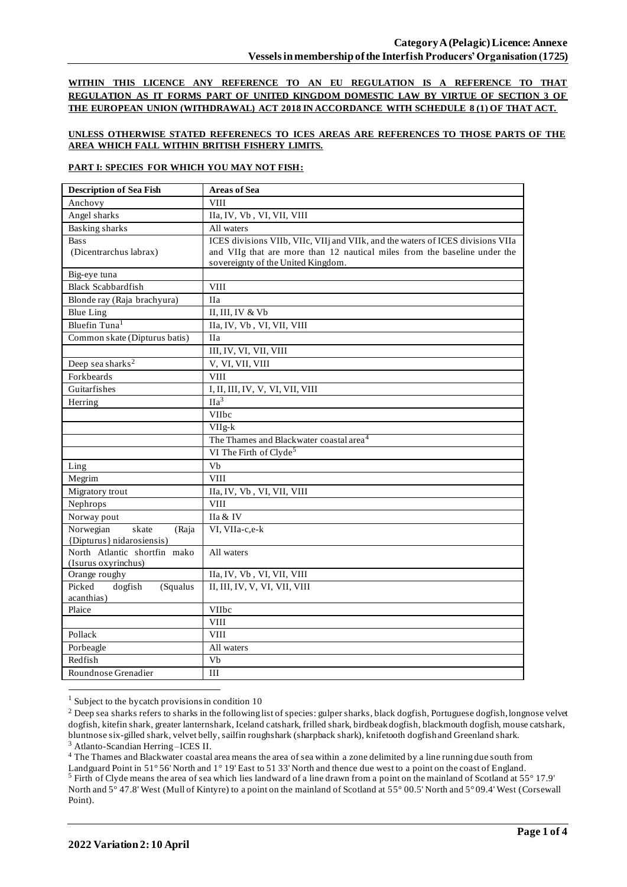**Category A (Pelagic) Licence: Annexe**
**Vessels in membership of the Interfish Producers' Organisation (1725)**

**WITHIN THIS LICENCE ANY REFERENCE TO AN EU REGULATION IS A REFERENCE TO THAT REGULATION AS IT FORMS PART OF UNITED KINGDOM DOMESTIC LAW BY VIRTUE OF SECTION 3 OF THE EUROPEAN UNION (WITHDRAWAL) ACT 2018 IN ACCORDANCE WITH SCHEDULE 8 (1) OF THAT ACT.**

**UNLESS OTHERWISE STATED REFERENECS TO ICES AREAS ARE REFERENCES TO THOSE PARTS OF THE AREA WHICH FALL WITHIN BRITISH FISHERY LIMITS.**

**PART I: SPECIES FOR WHICH YOU MAY NOT FISH:**

| Description of Sea Fish | Areas of Sea |
|---|---|
| Anchovy | VIII |
| Angel sharks | IIa, IV, Vb , VI, VII, VIII |
| Basking sharks | All waters |
| Bass (Dicentrarchus labrax) | ICES divisions VIIb, VIIc, VIIj and VIIk, and the waters of ICES divisions VIIa and VIIg that are more than 12 nautical miles from the baseline under the sovereignty of the United Kingdom. |
| Big-eye tuna | |
| Black Scabbardfish | VIII |
| Blonde ray (Raja brachyura) | IIa |
| Blue Ling | II, III, IV & Vb |
| Bluefin Tuna[1] | IIa, IV, Vb , VI, VII, VIII |
| Common skate (Dipturus batis) | IIa |
| | III, IV, VI, VII, VIII |
| Deep sea sharks[2] | V, VI, VII, VIII |
| Forkbeards | VIII |
| Guitarfishes | I, II, III, IV, V, VI, VII, VIII |
| Herring | IIa[3] |
| | VIIbc |
| | VIIg-k |
| | The Thames and Blackwater coastal area[4] |
| | VI The Firth of Clyde[5] |
| Ling | Vb |
| Megrim | VIII |
| Migratory trout | IIa, IV, Vb , VI, VII, VIII |
| Nephrops | VIII |
| Norway pout | IIa & IV |
| Norwegian skate (Raja {Dipturus} nidarosiensis) | VI, VIIa-c,e-k |
| North Atlantic shortfin mako (Isurus oxyrinchus) | All waters |
| Orange roughy | IIa, IV, Vb , VI, VII, VIII |
| Picked dogfish (Squalus acanthias) | II, III, IV, V, VI, VII, VIII |
| Plaice | VIIbc |
| | VIII |
| Pollack | VIII |
| Porbeagle | All waters |
| Redfish | Vb |
| Roundnose Grenadier | III |

[1] Subject to the bycatch provisions in condition 10

[2] Deep sea sharks refers to sharks in the following list of species: gulper sharks, black dogfish, Portuguese dogfish, longnose velvet dogfish, kitefin shark, greater lanternshark, Iceland catshark, frilled shark, birdbeak dogfish, blackmouth dogfish, mouse catshark, bluntnose six-gilled shark, velvet belly, sailfin roughshark (sharpback shark), knifetooth dogfish and Greenland shark.

[3] Atlanto-Scandian Herring –ICES II.

[4] The Thames and Blackwater coastal area means the area of sea within a zone delimited by a line running due south from Landguard Point in 51° 56' North and 1° 19' East to 51 33' North and thence due west to a point on the coast of England.

[5] Firth of Clyde means the area of sea which lies landward of a line drawn from a point on the mainland of Scotland at 55° 17.9' North and 5° 47.8' West (Mull of Kintyre) to a point on the mainland of Scotland at 55° 00.5' North and 5° 09.4' West (Corsewall Point).

2022 Variation 2: 10 April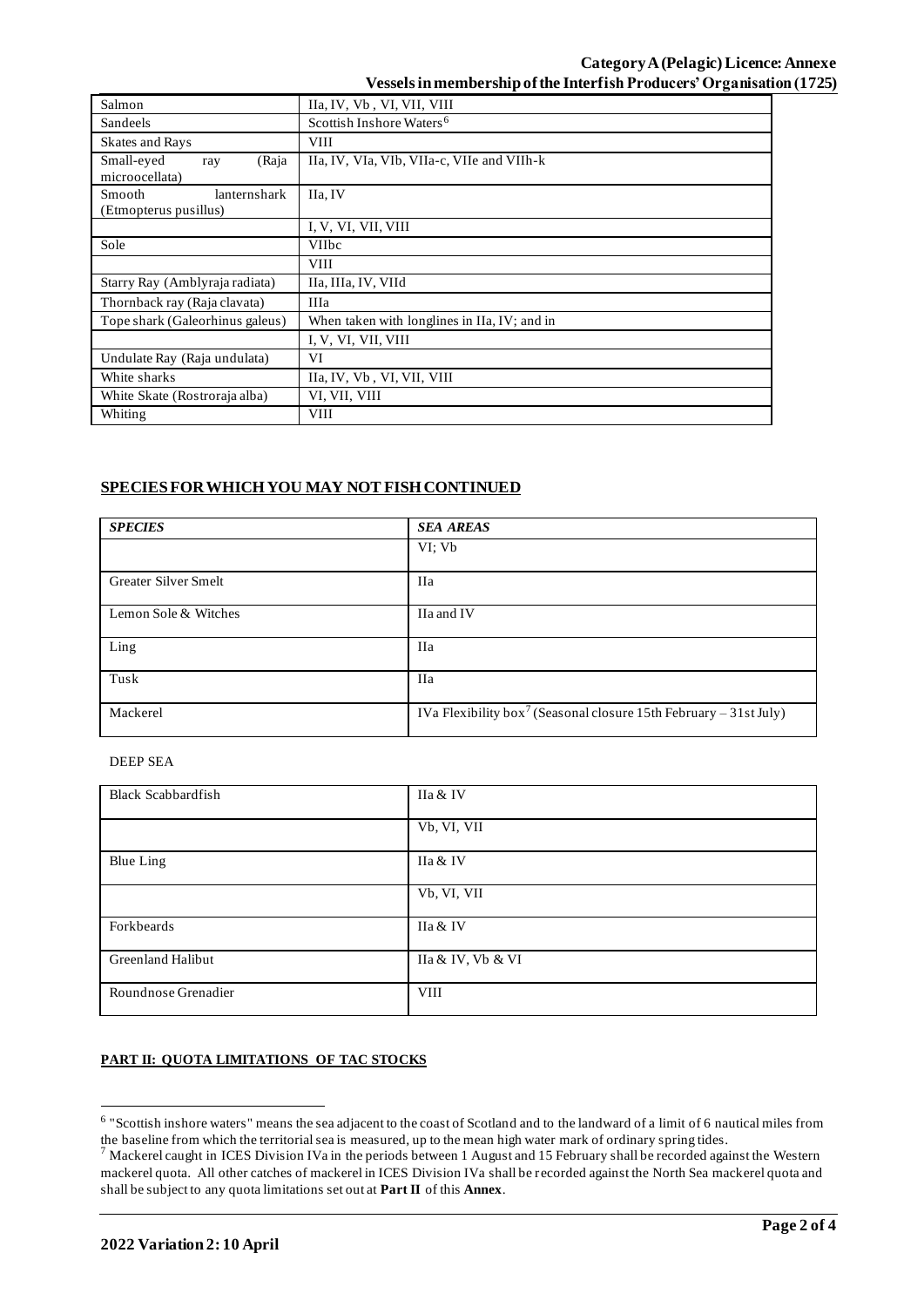| Salmon | IIa, IV, Vb , VI, VII, VIII |
|---|---|
| Sandeels | Scottish Inshore Waters[6] |
| Skates and Rays | VIII |
| Small-eyed ray (Raja microocellata) | IIa, IV, VIa, VIb, VIIa-c, VIIe and VIIh-k |
| Smooth lanternshark (Etmopterus pusillus) | IIa, IV |
| | I, V, VI, VII, VIII |
| Sole | VIIbc |
| | VIII |
| Starry Ray (Amblyraja radiata) | IIa, IIIa, IV, VIId |
| Thornback ray (Raja clavata) | IIIa |
| Tope shark (Galeorhinus galeus) | When taken with longlines in IIa, IV; and in |
| | I, V, VI, VII, VIII |
| Undulate Ray (Raja undulata) | VI |
| White sharks | IIa, IV, Vb , VI, VII, VIII |
| White Skate (Rostroraja alba) | VI, VII, VIII |
| Whiting | VIII |

## SPECIES FOR WHICH YOU MAY NOT FISH CONTINUED

| *SPECIES* | *SEA AREAS* |
|---|---|
| | VI; Vb |
| Greater Silver Smelt | IIa |
| Lemon Sole & Witches | IIa and IV |
| Ling | IIa |
| Tusk | IIa |
| Mackerel | IVa Flexibility box[7] (Seasonal closure 15th February – 31st July) |

DEEP SEA

| Black Scabbardfish | IIa & IV |
|---|---|
| | Vb, VI, VII |
| Blue Ling | IIa & IV |
| | Vb, VI, VII |
| Forkbeards | IIa & IV |
| Greenland Halibut | IIa & IV, Vb & VI |
| Roundnose Grenadier | VIII |

**PART II: QUOTA LIMITATIONS OF TAC STOCKS**

[6] "Scottish inshore waters" means the sea adjacent to the coast of Scotland and to the landward of a limit of 6 nautical miles from the baseline from which the territorial sea is measured, up to the mean high water mark of ordinary spring tides.

[7] Mackerel caught in ICES Division IVa in the periods between 1 August and 15 February shall be recorded against the Western mackerel quota. All other catches of mackerel in ICES Division IVa shall be recorded against the North Sea mackerel quota and shall be subject to any quota limitations set out at **Part II** of this **Annex**.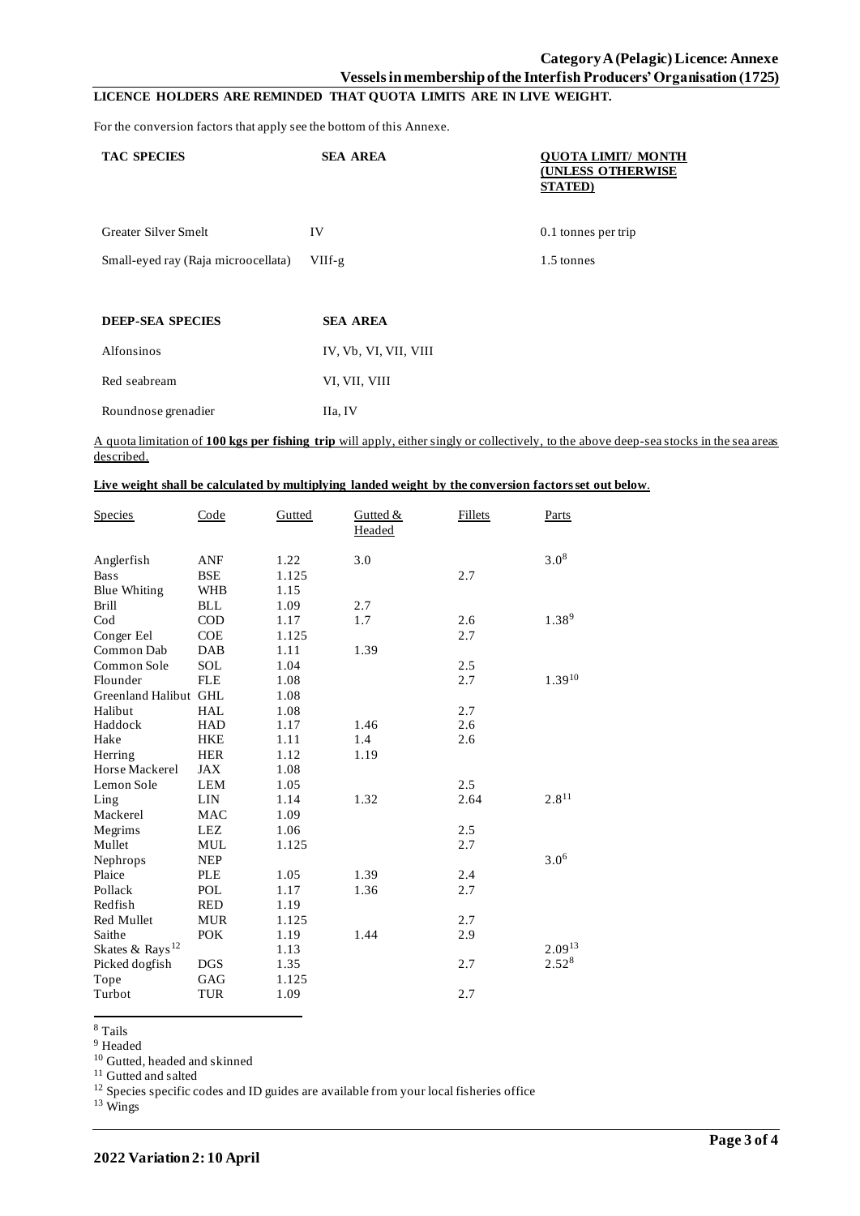**Category A (Pelagic) Licence: Annexe**
**Vessels in membership of the Interfish Producers' Organisation (1725)**

**LICENCE HOLDERS ARE REMINDED THAT QUOTA LIMITS ARE IN LIVE WEIGHT.**

For the conversion factors that apply see the bottom of this Annexe.

| TAC SPECIES | SEA AREA | QUOTA LIMIT/ MONTH (UNLESS OTHERWISE STATED) |
|---|---|---|
| Greater Silver Smelt | IV | 0.1 tonnes per trip |
| Small-eyed ray (Raja microocellata) | VIIf-g | 1.5 tonnes |

| DEEP-SEA SPECIES | SEA AREA |
|---|---|
| Alfonsinos | IV, Vb, VI, VII, VIII |
| Red seabream | VI, VII, VIII |
| Roundnose grenadier | IIa, IV |

A quota limitation of **100 kgs per fishing trip** will apply, either singly or collectively, to the above deep-sea stocks in the sea areas described.

**Live weight shall be calculated by multiplying landed weight by the conversion factors set out below.**

| Species | Code | Gutted | Gutted & Headed | Fillets | Parts |
|---|---|---|---|---|---|
| Anglerfish | ANF | 1.22 | 3.0 | | 3.0[8] |
| Bass | BSE | 1.125 | | 2.7 | |
| Blue Whiting | WHB | 1.15 | | | |
| Brill | BLL | 1.09 | 2.7 | | |
| Cod | COD | 1.17 | 1.7 | 2.6 | 1.38[9] |
| Conger Eel | COE | 1.125 | | 2.7 | |
| Common Dab | DAB | 1.11 | 1.39 | | |
| Common Sole | SOL | 1.04 | | 2.5 | |
| Flounder | FLE | 1.08 | | 2.7 | 1.39[10] |
| Greenland Halibut | GHL | 1.08 | | | |
| Halibut | HAL | 1.08 | | 2.7 | |
| Haddock | HAD | 1.17 | 1.46 | 2.6 | |
| Hake | HKE | 1.11 | 1.4 | 2.6 | |
| Herring | HER | 1.12 | 1.19 | | |
| Horse Mackerel | JAX | 1.08 | | | |
| Lemon Sole | LEM | 1.05 | | 2.5 | |
| Ling | LIN | 1.14 | 1.32 | 2.64 | 2.8[11] |
| Mackerel | MAC | 1.09 | | | |
| Megrims | LEZ | 1.06 | | 2.5 | |
| Mullet | MUL | 1.125 | | 2.7 | |
| Nephrops | NEP | | | | 3.0[6] |
| Plaice | PLE | 1.05 | 1.39 | 2.4 | |
| Pollack | POL | 1.17 | 1.36 | 2.7 | |
| Redfish | RED | 1.19 | | | |
| Red Mullet | MUR | 1.125 | | 2.7 | |
| Saithe | POK | 1.19 | 1.44 | 2.9 | |
| Skates & Rays[12] | | 1.13 | | | 2.09[13] |
| Picked dogfish | DGS | 1.35 | | 2.7 | 2.52[8] |
| Tope | GAG | 1.125 | | | |
| Turbot | TUR | 1.09 | | 2.7 | |

[8] Tails
[9] Headed
[10] Gutted, headed and skinned
[11] Gutted and salted
[12] Species specific codes and ID guides are available from your local fisheries office
[13] Wings

**2022 Variation 2: 10 April**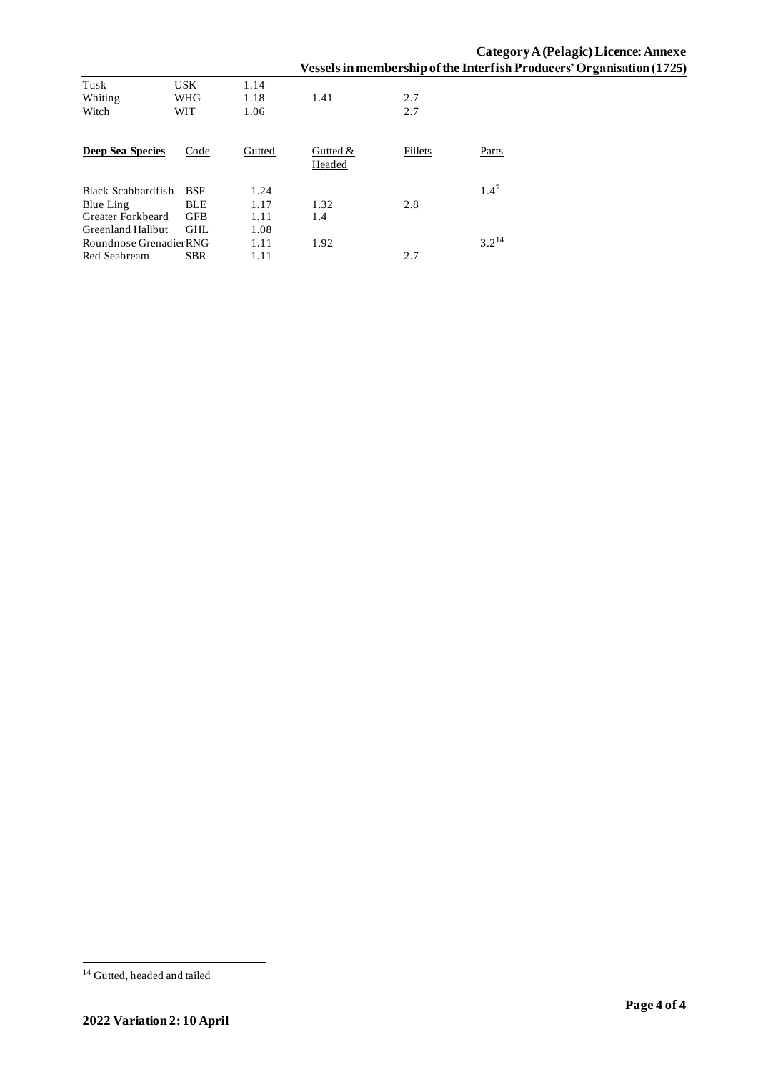| | | | | | |
|---|---|---|---|---|---|
| Tusk | USK | 1.14 | | | |
| Whiting | WHG | 1.18 | 1.41 | 2.7 | |
| Witch | WIT | 1.06 | | 2.7 | |

| **Deep Sea Species** | Code | Gutted | Gutted & Headed | Fillets | Parts |
|---|---|---|---|---|---|
| Black Scabbardfish | BSF | 1.24 | | | 1.4[7] |
| Blue Ling | BLE | 1.17 | 1.32 | 2.8 | |
| Greater Forkbeard | GFB | 1.11 | 1.4 | | |
| Greenland Halibut | GHL | 1.08 | | | |
| Roundnose Grenadier | RNG | 1.11 | 1.92 | | 3.2[14] |
| Red Seabream | SBR | 1.11 | | 2.7 | |

[14] Gutted, headed and tailed